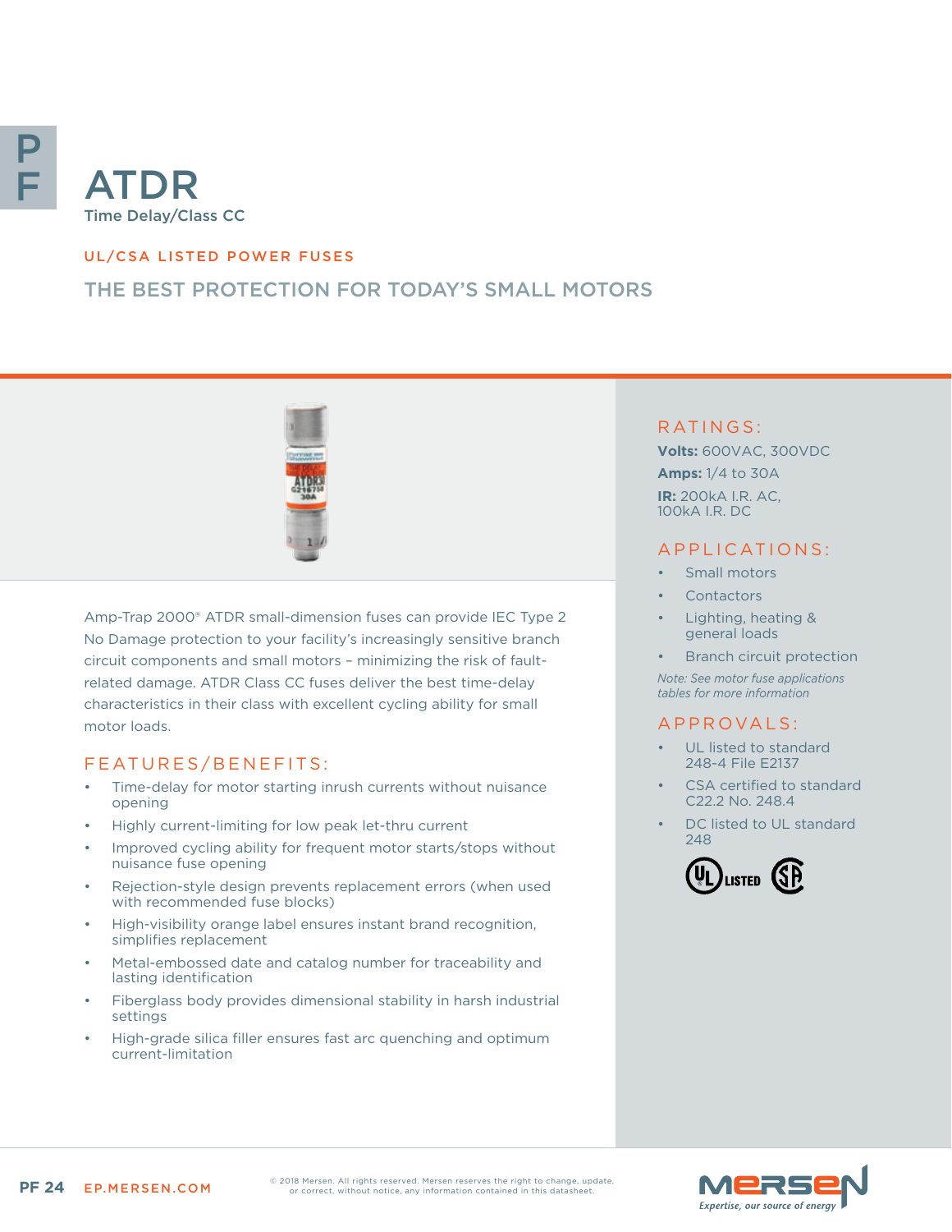# ATDR

Time Delay/Class CC

UL/CSA LISTED POWER FUSES

## THE BEST PROTECTION FOR TODAY'S SMALL MOTORS

Amp-Trap 2000® ATDR small-dimension fuses can provide IEC Type 2 No Damage protection to your facility's increasingly sensitive branch circuit components and small motors – minimizing the risk of fault-related damage. ATDR Class CC fuses deliver the best time-delay characteristics in their class with excellent cycling ability for small motor loads.

### FEATURES/BENEFITS:

- Time-delay for motor starting inrush currents without nuisance opening
- Highly current-limiting for low peak let-thru current
- Improved cycling ability for frequent motor starts/stops without nuisance fuse opening
- Rejection-style design prevents replacement errors (when used with recommended fuse blocks)
- High-visibility orange label ensures instant brand recognition, simplifies replacement
- Metal-embossed date and catalog number for traceability and lasting identification
- Fiberglass body provides dimensional stability in harsh industrial settings
- High-grade silica filler ensures fast arc quenching and optimum current-limitation

### RATINGS:

**Volts:** 600VAC, 300VDC

**Amps:** 1/4 to 30A

**IR:** 200kA I.R. AC, 100kA I.R. DC

### APPLICATIONS:

- Small motors
- Contactors
- Lighting, heating & general loads
- Branch circuit protection

*Note: See motor fuse applications tables for more information*

### APPROVALS:

- UL listed to standard 248-4 File E2137
- CSA certified to standard C22.2 No. 248.4
- DC listed to UL standard 248

© 2018 Mersen. All rights reserved. Mersen reserves the right to change, update, or correct, without notice, any information contained in this datasheet.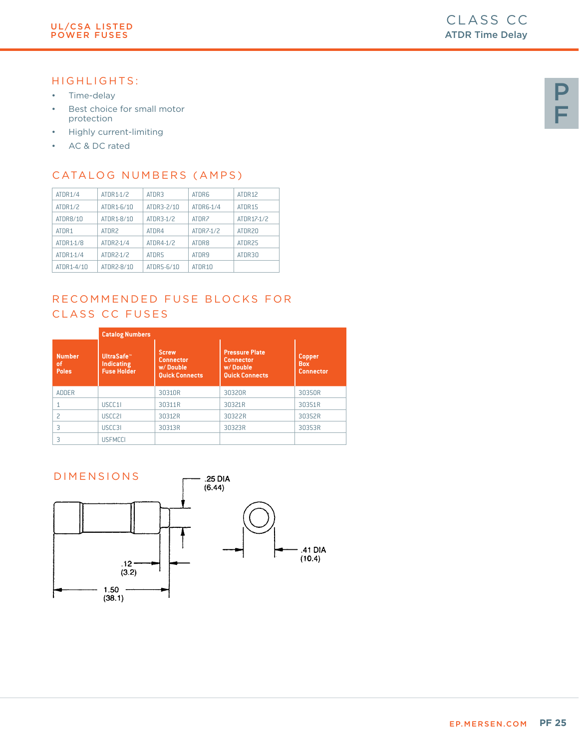UL/CSA LISTED POWER FUSES

# CLASS CC
## ATDR Time Delay

## HIGHLIGHTS:

- Time-delay
- Best choice for small motor protection
- Highly current-limiting
- AC & DC rated

## CATALOG NUMBERS (AMPS)

| | | | | |
|---|---|---|---|---|
| ATDR1/4 | ATDR1-1/2 | ATDR3 | ATDR6 | ATDR12 |
| ATDR1/2 | ATDR1-6/10 | ATDR3-2/10 | ATDR6-1/4 | ATDR15 |
| ATDR8/10 | ATDR1-8/10 | ATDR3-1/2 | ATDR7 | ATDR17-1/2 |
| ATDR1 | ATDR2 | ATDR4 | ATDR7-1/2 | ATDR20 |
| ATDR1-1/8 | ATDR2-1/4 | ATDR4-1/2 | ATDR8 | ATDR25 |
| ATDR1-1/4 | ATDR2-1/2 | ATDR5 | ATDR9 | ATDR30 |
| ATDR1-4/10 | ATDR2-8/10 | ATDR5-6/10 | ATDR10 | |

## RECOMMENDED FUSE BLOCKS FOR CLASS CC FUSES

| | Catalog Numbers | | | |
|---|---|---|---|---|
| Number of Poles | UltraSafe™ Indicating Fuse Holder | Screw Connector w/ Double Quick Connects | Pressure Plate Connector w/ Double Quick Connects | Copper Box Connector |
| ADDER | | 30310R | 30320R | 30350R |
| 1 | USCC1I | 30311R | 30321R | 30351R |
| 2 | USCC2I | 30312R | 30322R | 30352R |
| 3 | USCC3I | 30313R | 30323R | 30353R |
| 3 | USFMCCI | | | |

## DIMENSIONS

.25 DIA
(6.44)

.41 DIA
(10.4)

.12
(3.2)

1.50
(38.1)